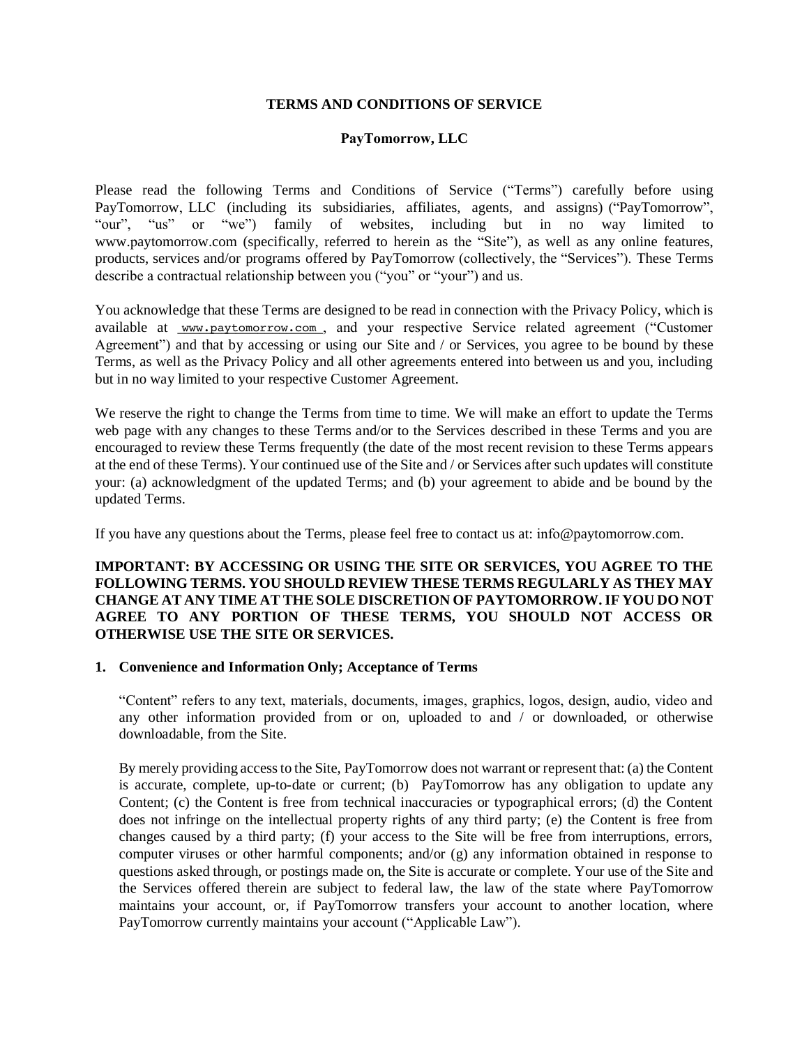# TERMS AND CONDITIONS OF SERVICE

## PayTomorrow, LLC

Please read the following Terms and Conditions of Service ("Terms") carefully before using PayTomorrow, LLC (including its subsidiaries, affiliates, agents, and assigns) ("PayTomorrow", "our", "us" or "we") family of websites, including but in no way limited to www.paytomorrow.com (specifically, referred to herein as the "Site"), as well as any online features, products, services and/or programs offered by PayTomorrow (collectively, the "Services"). These Terms describe a contractual relationship between you ("you" or "your") and us.

You acknowledge that these Terms are designed to be read in connection with the Privacy Policy, which is available at www.paytomorrow.com, and your respective Service related agreement ("Customer Agreement") and that by accessing or using our Site and / or Services, you agree to be bound by these Terms, as well as the Privacy Policy and all other agreements entered into between us and you, including but in no way limited to your respective Customer Agreement.

We reserve the right to change the Terms from time to time. We will make an effort to update the Terms web page with any changes to these Terms and/or to the Services described in these Terms and you are encouraged to review these Terms frequently (the date of the most recent revision to these Terms appears at the end of these Terms). Your continued use of the Site and / or Services after such updates will constitute your: (a) acknowledgment of the updated Terms; and (b) your agreement to abide and be bound by the updated Terms.

If you have any questions about the Terms, please feel free to contact us at: info@paytomorrow.com.

**IMPORTANT: BY ACCESSING OR USING THE SITE OR SERVICES, YOU AGREE TO THE FOLLOWING TERMS. YOU SHOULD REVIEW THESE TERMS REGULARLY AS THEY MAY CHANGE AT ANY TIME AT THE SOLE DISCRETION OF PAYTOMORROW. IF YOU DO NOT AGREE TO ANY PORTION OF THESE TERMS, YOU SHOULD NOT ACCESS OR OTHERWISE USE THE SITE OR SERVICES.**

### 1. Convenience and Information Only; Acceptance of Terms

"Content" refers to any text, materials, documents, images, graphics, logos, design, audio, video and any other information provided from or on, uploaded to and / or downloaded, or otherwise downloadable, from the Site.

By merely providing access to the Site, PayTomorrow does not warrant or represent that: (a) the Content is accurate, complete, up-to-date or current; (b) PayTomorrow has any obligation to update any Content; (c) the Content is free from technical inaccuracies or typographical errors; (d) the Content does not infringe on the intellectual property rights of any third party; (e) the Content is free from changes caused by a third party; (f) your access to the Site will be free from interruptions, errors, computer viruses or other harmful components; and/or (g) any information obtained in response to questions asked through, or postings made on, the Site is accurate or complete. Your use of the Site and the Services offered therein are subject to federal law, the law of the state where PayTomorrow maintains your account, or, if PayTomorrow transfers your account to another location, where PayTomorrow currently maintains your account ("Applicable Law").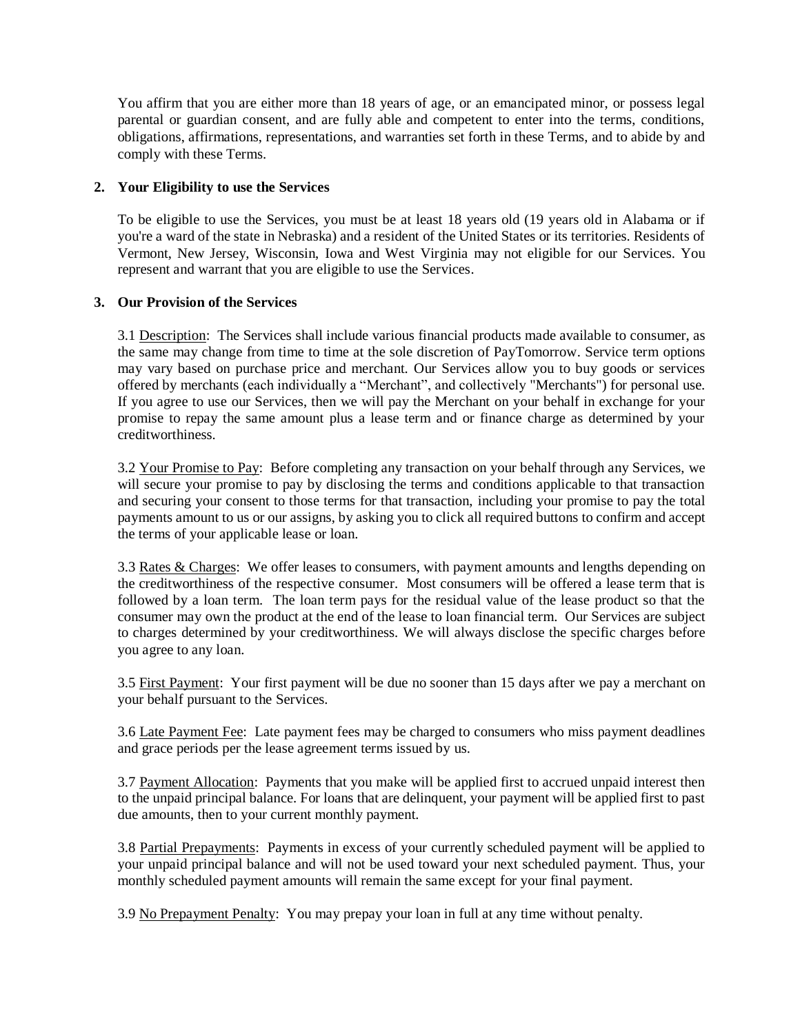You affirm that you are either more than 18 years of age, or an emancipated minor, or possess legal parental or guardian consent, and are fully able and competent to enter into the terms, conditions, obligations, affirmations, representations, and warranties set forth in these Terms, and to abide by and comply with these Terms.

**2. Your Eligibility to use the Services**

To be eligible to use the Services, you must be at least 18 years old (19 years old in Alabama or if you're a ward of the state in Nebraska) and a resident of the United States or its territories. Residents of Vermont, New Jersey, Wisconsin, Iowa and West Virginia may not eligible for our Services. You represent and warrant that you are eligible to use the Services.

**3. Our Provision of the Services**

3.1 Description: The Services shall include various financial products made available to consumer, as the same may change from time to time at the sole discretion of PayTomorrow. Service term options may vary based on purchase price and merchant. Our Services allow you to buy goods or services offered by merchants (each individually a "Merchant", and collectively "Merchants") for personal use. If you agree to use our Services, then we will pay the Merchant on your behalf in exchange for your promise to repay the same amount plus a lease term and or finance charge as determined by your creditworthiness.

3.2 Your Promise to Pay: Before completing any transaction on your behalf through any Services, we will secure your promise to pay by disclosing the terms and conditions applicable to that transaction and securing your consent to those terms for that transaction, including your promise to pay the total payments amount to us or our assigns, by asking you to click all required buttons to confirm and accept the terms of your applicable lease or loan.

3.3 Rates & Charges: We offer leases to consumers, with payment amounts and lengths depending on the creditworthiness of the respective consumer. Most consumers will be offered a lease term that is followed by a loan term. The loan term pays for the residual value of the lease product so that the consumer may own the product at the end of the lease to loan financial term. Our Services are subject to charges determined by your creditworthiness. We will always disclose the specific charges before you agree to any loan.

3.5 First Payment: Your first payment will be due no sooner than 15 days after we pay a merchant on your behalf pursuant to the Services.

3.6 Late Payment Fee: Late payment fees may be charged to consumers who miss payment deadlines and grace periods per the lease agreement terms issued by us.

3.7 Payment Allocation: Payments that you make will be applied first to accrued unpaid interest then to the unpaid principal balance. For loans that are delinquent, your payment will be applied first to past due amounts, then to your current monthly payment.

3.8 Partial Prepayments: Payments in excess of your currently scheduled payment will be applied to your unpaid principal balance and will not be used toward your next scheduled payment. Thus, your monthly scheduled payment amounts will remain the same except for your final payment.

3.9 No Prepayment Penalty: You may prepay your loan in full at any time without penalty.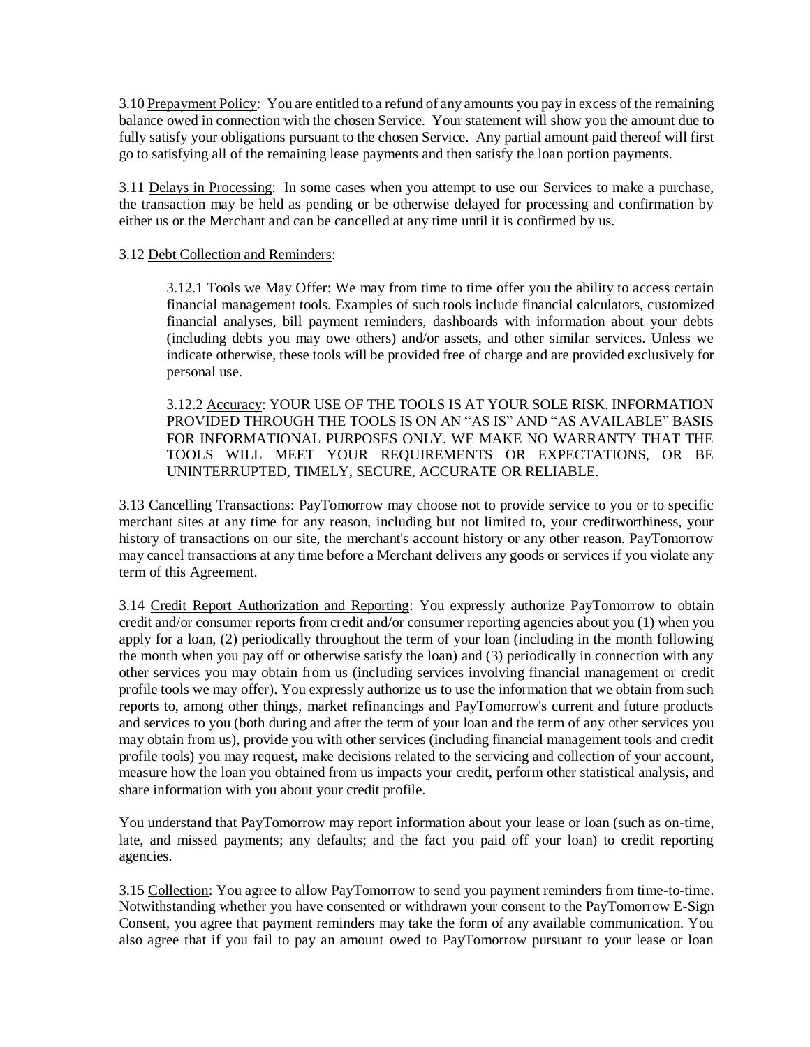3.10 Prepayment Policy: You are entitled to a refund of any amounts you pay in excess of the remaining balance owed in connection with the chosen Service. Your statement will show you the amount due to fully satisfy your obligations pursuant to the chosen Service. Any partial amount paid thereof will first go to satisfying all of the remaining lease payments and then satisfy the loan portion payments.

3.11 Delays in Processing: In some cases when you attempt to use our Services to make a purchase, the transaction may be held as pending or be otherwise delayed for processing and confirmation by either us or the Merchant and can be cancelled at any time until it is confirmed by us.

3.12 Debt Collection and Reminders:

> 3.12.1 Tools we May Offer: We may from time to time offer you the ability to access certain financial management tools. Examples of such tools include financial calculators, customized financial analyses, bill payment reminders, dashboards with information about your debts (including debts you may owe others) and/or assets, and other similar services. Unless we indicate otherwise, these tools will be provided free of charge and are provided exclusively for personal use.
>
> 3.12.2 Accuracy: YOUR USE OF THE TOOLS IS AT YOUR SOLE RISK. INFORMATION PROVIDED THROUGH THE TOOLS IS ON AN "AS IS" AND "AS AVAILABLE" BASIS FOR INFORMATIONAL PURPOSES ONLY. WE MAKE NO WARRANTY THAT THE TOOLS WILL MEET YOUR REQUIREMENTS OR EXPECTATIONS, OR BE UNINTERRUPTED, TIMELY, SECURE, ACCURATE OR RELIABLE.

3.13 Cancelling Transactions: PayTomorrow may choose not to provide service to you or to specific merchant sites at any time for any reason, including but not limited to, your creditworthiness, your history of transactions on our site, the merchant's account history or any other reason. PayTomorrow may cancel transactions at any time before a Merchant delivers any goods or services if you violate any term of this Agreement.

3.14 Credit Report Authorization and Reporting: You expressly authorize PayTomorrow to obtain credit and/or consumer reports from credit and/or consumer reporting agencies about you (1) when you apply for a loan, (2) periodically throughout the term of your loan (including in the month following the month when you pay off or otherwise satisfy the loan) and (3) periodically in connection with any other services you may obtain from us (including services involving financial management or credit profile tools we may offer). You expressly authorize us to use the information that we obtain from such reports to, among other things, market refinancings and PayTomorrow's current and future products and services to you (both during and after the term of your loan and the term of any other services you may obtain from us), provide you with other services (including financial management tools and credit profile tools) you may request, make decisions related to the servicing and collection of your account, measure how the loan you obtained from us impacts your credit, perform other statistical analysis, and share information with you about your credit profile.

You understand that PayTomorrow may report information about your lease or loan (such as on-time, late, and missed payments; any defaults; and the fact you paid off your loan) to credit reporting agencies.

3.15 Collection: You agree to allow PayTomorrow to send you payment reminders from time-to-time. Notwithstanding whether you have consented or withdrawn your consent to the PayTomorrow E-Sign Consent, you agree that payment reminders may take the form of any available communication. You also agree that if you fail to pay an amount owed to PayTomorrow pursuant to your lease or loan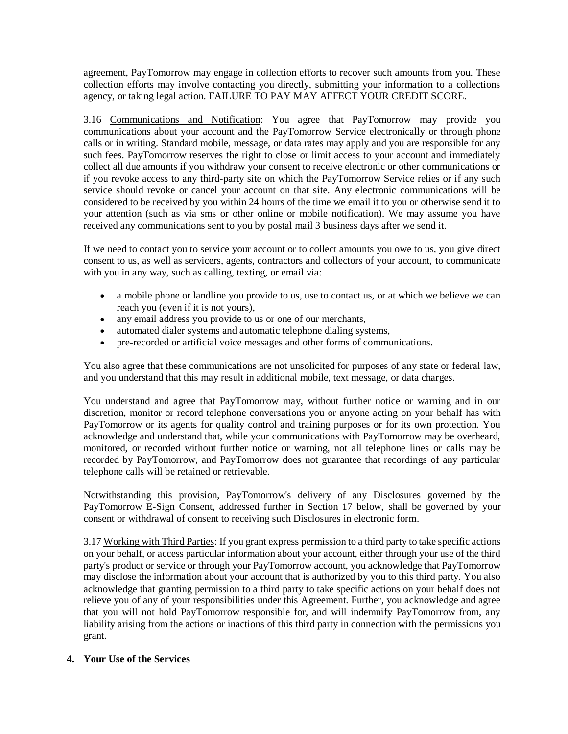agreement, PayTomorrow may engage in collection efforts to recover such amounts from you. These collection efforts may involve contacting you directly, submitting your information to a collections agency, or taking legal action. FAILURE TO PAY MAY AFFECT YOUR CREDIT SCORE.

3.16 Communications and Notification: You agree that PayTomorrow may provide you communications about your account and the PayTomorrow Service electronically or through phone calls or in writing. Standard mobile, message, or data rates may apply and you are responsible for any such fees. PayTomorrow reserves the right to close or limit access to your account and immediately collect all due amounts if you withdraw your consent to receive electronic or other communications or if you revoke access to any third-party site on which the PayTomorrow Service relies or if any such service should revoke or cancel your account on that site. Any electronic communications will be considered to be received by you within 24 hours of the time we email it to you or otherwise send it to your attention (such as via sms or other online or mobile notification). We may assume you have received any communications sent to you by postal mail 3 business days after we send it.

If we need to contact you to service your account or to collect amounts you owe to us, you give direct consent to us, as well as servicers, agents, contractors and collectors of your account, to communicate with you in any way, such as calling, texting, or email via:

- a mobile phone or landline you provide to us, use to contact us, or at which we believe we can reach you (even if it is not yours),
- any email address you provide to us or one of our merchants,
- automated dialer systems and automatic telephone dialing systems,
- pre-recorded or artificial voice messages and other forms of communications.

You also agree that these communications are not unsolicited for purposes of any state or federal law, and you understand that this may result in additional mobile, text message, or data charges.

You understand and agree that PayTomorrow may, without further notice or warning and in our discretion, monitor or record telephone conversations you or anyone acting on your behalf has with PayTomorrow or its agents for quality control and training purposes or for its own protection. You acknowledge and understand that, while your communications with PayTomorrow may be overheard, monitored, or recorded without further notice or warning, not all telephone lines or calls may be recorded by PayTomorrow, and PayTomorrow does not guarantee that recordings of any particular telephone calls will be retained or retrievable.

Notwithstanding this provision, PayTomorrow's delivery of any Disclosures governed by the PayTomorrow E-Sign Consent, addressed further in Section 17 below, shall be governed by your consent or withdrawal of consent to receiving such Disclosures in electronic form.

3.17 Working with Third Parties: If you grant express permission to a third party to take specific actions on your behalf, or access particular information about your account, either through your use of the third party's product or service or through your PayTomorrow account, you acknowledge that PayTomorrow may disclose the information about your account that is authorized by you to this third party. You also acknowledge that granting permission to a third party to take specific actions on your behalf does not relieve you of any of your responsibilities under this Agreement. Further, you acknowledge and agree that you will not hold PayTomorrow responsible for, and will indemnify PayTomorrow from, any liability arising from the actions or inactions of this third party in connection with the permissions you grant.

## 4. Your Use of the Services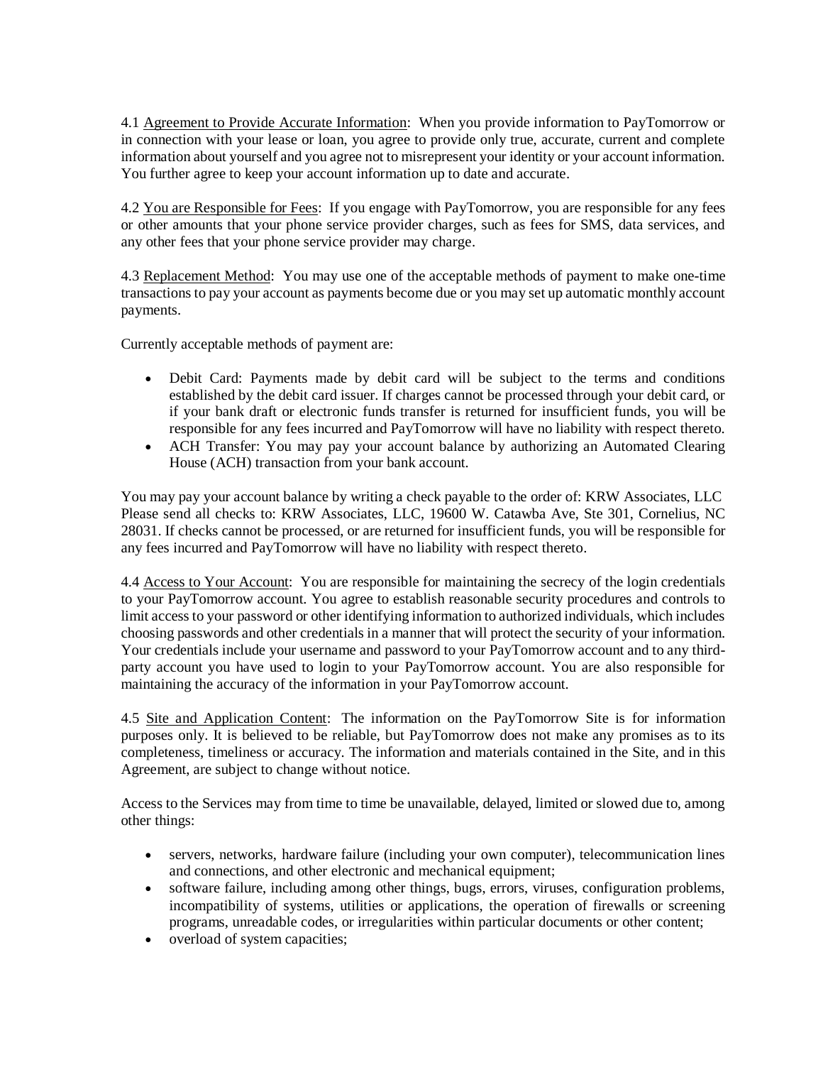4.1 Agreement to Provide Accurate Information: When you provide information to PayTomorrow or in connection with your lease or loan, you agree to provide only true, accurate, current and complete information about yourself and you agree not to misrepresent your identity or your account information. You further agree to keep your account information up to date and accurate.

4.2 You are Responsible for Fees: If you engage with PayTomorrow, you are responsible for any fees or other amounts that your phone service provider charges, such as fees for SMS, data services, and any other fees that your phone service provider may charge.

4.3 Replacement Method: You may use one of the acceptable methods of payment to make one-time transactions to pay your account as payments become due or you may set up automatic monthly account payments.

Currently acceptable methods of payment are:

- Debit Card: Payments made by debit card will be subject to the terms and conditions established by the debit card issuer. If charges cannot be processed through your debit card, or if your bank draft or electronic funds transfer is returned for insufficient funds, you will be responsible for any fees incurred and PayTomorrow will have no liability with respect thereto.
- ACH Transfer: You may pay your account balance by authorizing an Automated Clearing House (ACH) transaction from your bank account.

You may pay your account balance by writing a check payable to the order of: KRW Associates, LLC Please send all checks to: KRW Associates, LLC, 19600 W. Catawba Ave, Ste 301, Cornelius, NC 28031. If checks cannot be processed, or are returned for insufficient funds, you will be responsible for any fees incurred and PayTomorrow will have no liability with respect thereto.

4.4 Access to Your Account: You are responsible for maintaining the secrecy of the login credentials to your PayTomorrow account. You agree to establish reasonable security procedures and controls to limit access to your password or other identifying information to authorized individuals, which includes choosing passwords and other credentials in a manner that will protect the security of your information. Your credentials include your username and password to your PayTomorrow account and to any third-party account you have used to login to your PayTomorrow account. You are also responsible for maintaining the accuracy of the information in your PayTomorrow account.

4.5 Site and Application Content: The information on the PayTomorrow Site is for information purposes only. It is believed to be reliable, but PayTomorrow does not make any promises as to its completeness, timeliness or accuracy. The information and materials contained in the Site, and in this Agreement, are subject to change without notice.

Access to the Services may from time to time be unavailable, delayed, limited or slowed due to, among other things:

- servers, networks, hardware failure (including your own computer), telecommunication lines and connections, and other electronic and mechanical equipment;
- software failure, including among other things, bugs, errors, viruses, configuration problems, incompatibility of systems, utilities or applications, the operation of firewalls or screening programs, unreadable codes, or irregularities within particular documents or other content;
- overload of system capacities;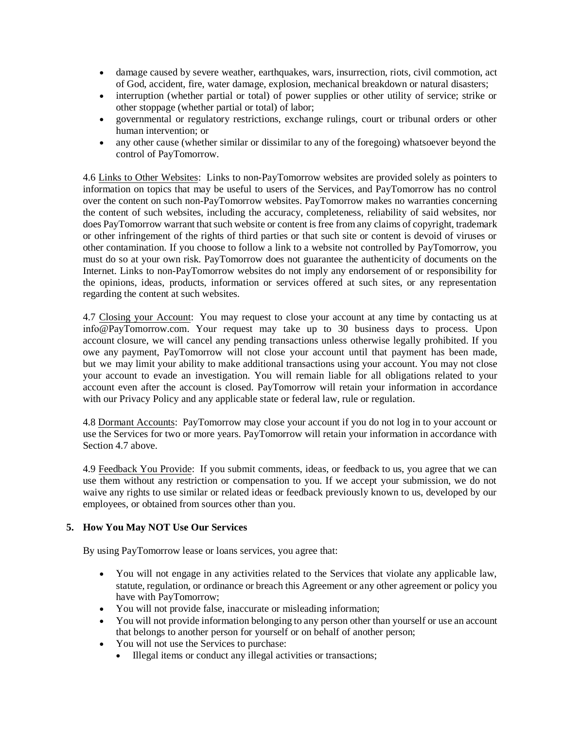- damage caused by severe weather, earthquakes, wars, insurrection, riots, civil commotion, act of God, accident, fire, water damage, explosion, mechanical breakdown or natural disasters;
- interruption (whether partial or total) of power supplies or other utility of service; strike or other stoppage (whether partial or total) of labor;
- governmental or regulatory restrictions, exchange rulings, court or tribunal orders or other human intervention; or
- any other cause (whether similar or dissimilar to any of the foregoing) whatsoever beyond the control of PayTomorrow.

4.6 Links to Other Websites: Links to non-PayTomorrow websites are provided solely as pointers to information on topics that may be useful to users of the Services, and PayTomorrow has no control over the content on such non-PayTomorrow websites. PayTomorrow makes no warranties concerning the content of such websites, including the accuracy, completeness, reliability of said websites, nor does PayTomorrow warrant that such website or content is free from any claims of copyright, trademark or other infringement of the rights of third parties or that such site or content is devoid of viruses or other contamination. If you choose to follow a link to a website not controlled by PayTomorrow, you must do so at your own risk. PayTomorrow does not guarantee the authenticity of documents on the Internet. Links to non-PayTomorrow websites do not imply any endorsement of or responsibility for the opinions, ideas, products, information or services offered at such sites, or any representation regarding the content at such websites.

4.7 Closing your Account: You may request to close your account at any time by contacting us at info@PayTomorrow.com. Your request may take up to 30 business days to process. Upon account closure, we will cancel any pending transactions unless otherwise legally prohibited. If you owe any payment, PayTomorrow will not close your account until that payment has been made, but we may limit your ability to make additional transactions using your account. You may not close your account to evade an investigation. You will remain liable for all obligations related to your account even after the account is closed. PayTomorrow will retain your information in accordance with our Privacy Policy and any applicable state or federal law, rule or regulation.

4.8 Dormant Accounts: PayTomorrow may close your account if you do not log in to your account or use the Services for two or more years. PayTomorrow will retain your information in accordance with Section 4.7 above.

4.9 Feedback You Provide: If you submit comments, ideas, or feedback to us, you agree that we can use them without any restriction or compensation to you. If we accept your submission, we do not waive any rights to use similar or related ideas or feedback previously known to us, developed by our employees, or obtained from sources other than you.

**5. How You May NOT Use Our Services**

By using PayTomorrow lease or loans services, you agree that:

- You will not engage in any activities related to the Services that violate any applicable law, statute, regulation, or ordinance or breach this Agreement or any other agreement or policy you have with PayTomorrow;
- You will not provide false, inaccurate or misleading information;
- You will not provide information belonging to any person other than yourself or use an account that belongs to another person for yourself or on behalf of another person;
- You will not use the Services to purchase:
  - Illegal items or conduct any illegal activities or transactions;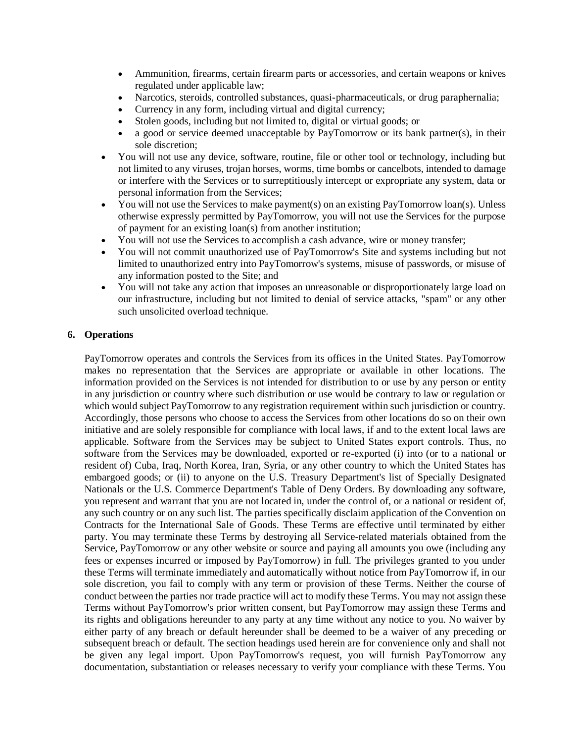- Ammunition, firearms, certain firearm parts or accessories, and certain weapons or knives regulated under applicable law;
    - Narcotics, steroids, controlled substances, quasi-pharmaceuticals, or drug paraphernalia;
    - Currency in any form, including virtual and digital currency;
    - Stolen goods, including but not limited to, digital or virtual goods; or
    - a good or service deemed unacceptable by PayTomorrow or its bank partner(s), in their sole discretion;
- You will not use any device, software, routine, file or other tool or technology, including but not limited to any viruses, trojan horses, worms, time bombs or cancelbots, intended to damage or interfere with the Services or to surreptitiously intercept or expropriate any system, data or personal information from the Services;
- You will not use the Services to make payment(s) on an existing PayTomorrow loan(s). Unless otherwise expressly permitted by PayTomorrow, you will not use the Services for the purpose of payment for an existing loan(s) from another institution;
- You will not use the Services to accomplish a cash advance, wire or money transfer;
- You will not commit unauthorized use of PayTomorrow's Site and systems including but not limited to unauthorized entry into PayTomorrow's systems, misuse of passwords, or misuse of any information posted to the Site; and
- You will not take any action that imposes an unreasonable or disproportionately large load on our infrastructure, including but not limited to denial of service attacks, "spam" or any other such unsolicited overload technique.

**6. Operations**

PayTomorrow operates and controls the Services from its offices in the United States. PayTomorrow makes no representation that the Services are appropriate or available in other locations. The information provided on the Services is not intended for distribution to or use by any person or entity in any jurisdiction or country where such distribution or use would be contrary to law or regulation or which would subject PayTomorrow to any registration requirement within such jurisdiction or country. Accordingly, those persons who choose to access the Services from other locations do so on their own initiative and are solely responsible for compliance with local laws, if and to the extent local laws are applicable. Software from the Services may be subject to United States export controls. Thus, no software from the Services may be downloaded, exported or re-exported (i) into (or to a national or resident of) Cuba, Iraq, North Korea, Iran, Syria, or any other country to which the United States has embargoed goods; or (ii) to anyone on the U.S. Treasury Department's list of Specially Designated Nationals or the U.S. Commerce Department's Table of Deny Orders. By downloading any software, you represent and warrant that you are not located in, under the control of, or a national or resident of, any such country or on any such list. The parties specifically disclaim application of the Convention on Contracts for the International Sale of Goods. These Terms are effective until terminated by either party. You may terminate these Terms by destroying all Service-related materials obtained from the Service, PayTomorrow or any other website or source and paying all amounts you owe (including any fees or expenses incurred or imposed by PayTomorrow) in full. The privileges granted to you under these Terms will terminate immediately and automatically without notice from PayTomorrow if, in our sole discretion, you fail to comply with any term or provision of these Terms. Neither the course of conduct between the parties nor trade practice will act to modify these Terms. You may not assign these Terms without PayTomorrow's prior written consent, but PayTomorrow may assign these Terms and its rights and obligations hereunder to any party at any time without any notice to you. No waiver by either party of any breach or default hereunder shall be deemed to be a waiver of any preceding or subsequent breach or default. The section headings used herein are for convenience only and shall not be given any legal import. Upon PayTomorrow's request, you will furnish PayTomorrow any documentation, substantiation or releases necessary to verify your compliance with these Terms. You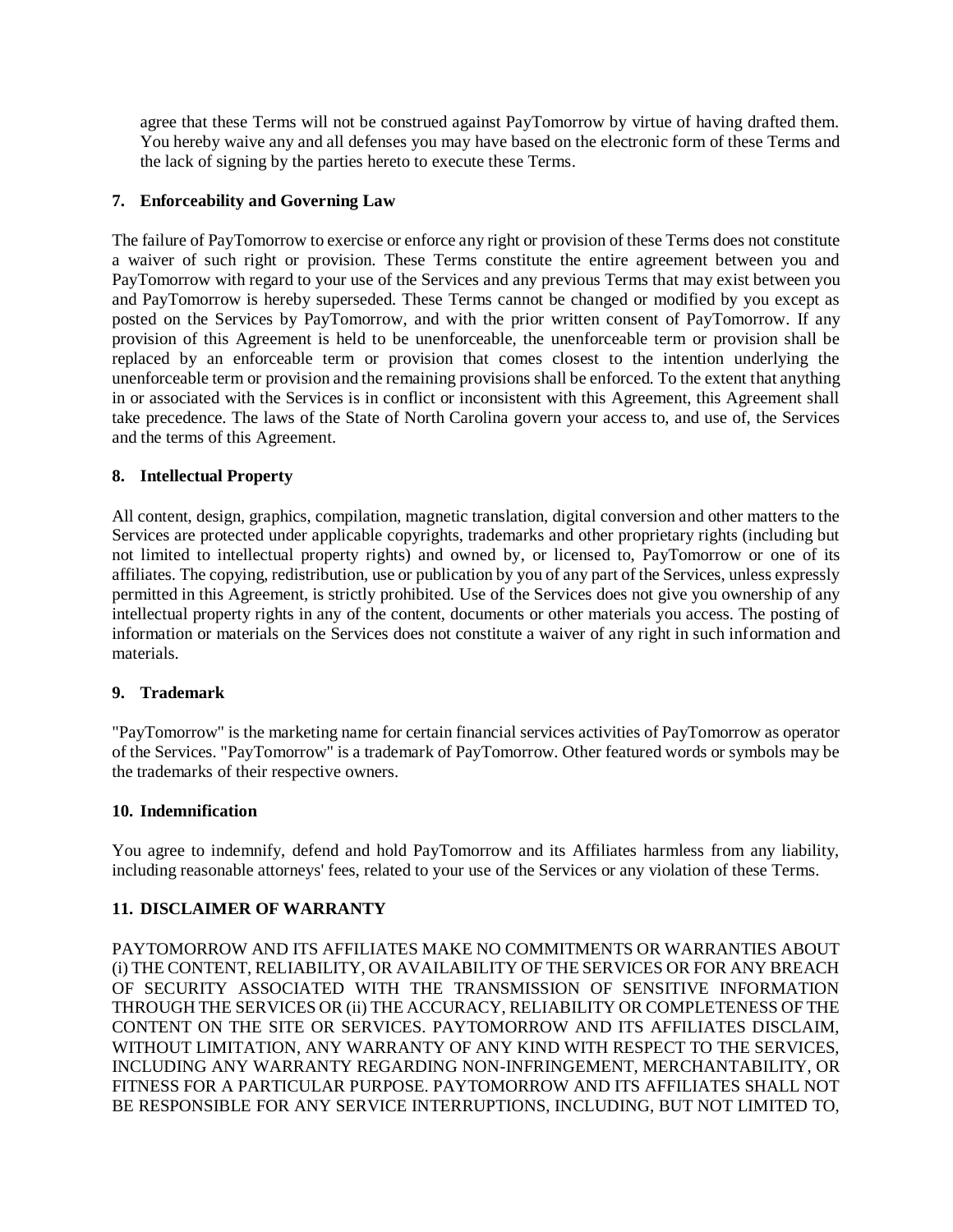agree that these Terms will not be construed against PayTomorrow by virtue of having drafted them. You hereby waive any and all defenses you may have based on the electronic form of these Terms and the lack of signing by the parties hereto to execute these Terms.

### 7. Enforceability and Governing Law

The failure of PayTomorrow to exercise or enforce any right or provision of these Terms does not constitute a waiver of such right or provision. These Terms constitute the entire agreement between you and PayTomorrow with regard to your use of the Services and any previous Terms that may exist between you and PayTomorrow is hereby superseded. These Terms cannot be changed or modified by you except as posted on the Services by PayTomorrow, and with the prior written consent of PayTomorrow. If any provision of this Agreement is held to be unenforceable, the unenforceable term or provision shall be replaced by an enforceable term or provision that comes closest to the intention underlying the unenforceable term or provision and the remaining provisions shall be enforced. To the extent that anything in or associated with the Services is in conflict or inconsistent with this Agreement, this Agreement shall take precedence. The laws of the State of North Carolina govern your access to, and use of, the Services and the terms of this Agreement.

### 8. Intellectual Property

All content, design, graphics, compilation, magnetic translation, digital conversion and other matters to the Services are protected under applicable copyrights, trademarks and other proprietary rights (including but not limited to intellectual property rights) and owned by, or licensed to, PayTomorrow or one of its affiliates. The copying, redistribution, use or publication by you of any part of the Services, unless expressly permitted in this Agreement, is strictly prohibited. Use of the Services does not give you ownership of any intellectual property rights in any of the content, documents or other materials you access. The posting of information or materials on the Services does not constitute a waiver of any right in such information and materials.

### 9. Trademark

"PayTomorrow" is the marketing name for certain financial services activities of PayTomorrow as operator of the Services. "PayTomorrow" is a trademark of PayTomorrow. Other featured words or symbols may be the trademarks of their respective owners.

### 10. Indemnification

You agree to indemnify, defend and hold PayTomorrow and its Affiliates harmless from any liability, including reasonable attorneys' fees, related to your use of the Services or any violation of these Terms.

### 11. DISCLAIMER OF WARRANTY

PAYTOMORROW AND ITS AFFILIATES MAKE NO COMMITMENTS OR WARRANTIES ABOUT (i) THE CONTENT, RELIABILITY, OR AVAILABILITY OF THE SERVICES OR FOR ANY BREACH OF SECURITY ASSOCIATED WITH THE TRANSMISSION OF SENSITIVE INFORMATION THROUGH THE SERVICES OR (ii) THE ACCURACY, RELIABILITY OR COMPLETENESS OF THE CONTENT ON THE SITE OR SERVICES. PAYTOMORROW AND ITS AFFILIATES DISCLAIM, WITHOUT LIMITATION, ANY WARRANTY OF ANY KIND WITH RESPECT TO THE SERVICES, INCLUDING ANY WARRANTY REGARDING NON-INFRINGEMENT, MERCHANTABILITY, OR FITNESS FOR A PARTICULAR PURPOSE. PAYTOMORROW AND ITS AFFILIATES SHALL NOT BE RESPONSIBLE FOR ANY SERVICE INTERRUPTIONS, INCLUDING, BUT NOT LIMITED TO,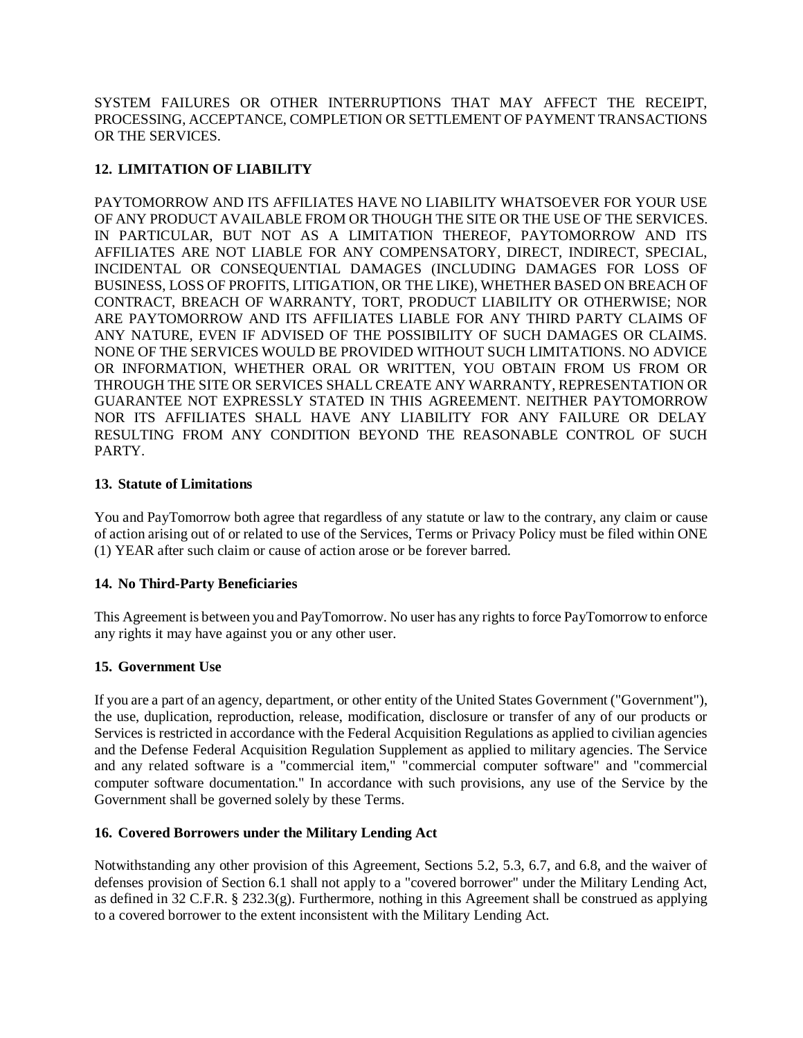SYSTEM FAILURES OR OTHER INTERRUPTIONS THAT MAY AFFECT THE RECEIPT, PROCESSING, ACCEPTANCE, COMPLETION OR SETTLEMENT OF PAYMENT TRANSACTIONS OR THE SERVICES.

## 12. LIMITATION OF LIABILITY

PAYTOMORROW AND ITS AFFILIATES HAVE NO LIABILITY WHATSOEVER FOR YOUR USE OF ANY PRODUCT AVAILABLE FROM OR THOUGH THE SITE OR THE USE OF THE SERVICES. IN PARTICULAR, BUT NOT AS A LIMITATION THEREOF, PAYTOMORROW AND ITS AFFILIATES ARE NOT LIABLE FOR ANY COMPENSATORY, DIRECT, INDIRECT, SPECIAL, INCIDENTAL OR CONSEQUENTIAL DAMAGES (INCLUDING DAMAGES FOR LOSS OF BUSINESS, LOSS OF PROFITS, LITIGATION, OR THE LIKE), WHETHER BASED ON BREACH OF CONTRACT, BREACH OF WARRANTY, TORT, PRODUCT LIABILITY OR OTHERWISE; NOR ARE PAYTOMORROW AND ITS AFFILIATES LIABLE FOR ANY THIRD PARTY CLAIMS OF ANY NATURE, EVEN IF ADVISED OF THE POSSIBILITY OF SUCH DAMAGES OR CLAIMS. NONE OF THE SERVICES WOULD BE PROVIDED WITHOUT SUCH LIMITATIONS. NO ADVICE OR INFORMATION, WHETHER ORAL OR WRITTEN, YOU OBTAIN FROM US FROM OR THROUGH THE SITE OR SERVICES SHALL CREATE ANY WARRANTY, REPRESENTATION OR GUARANTEE NOT EXPRESSLY STATED IN THIS AGREEMENT. NEITHER PAYTOMORROW NOR ITS AFFILIATES SHALL HAVE ANY LIABILITY FOR ANY FAILURE OR DELAY RESULTING FROM ANY CONDITION BEYOND THE REASONABLE CONTROL OF SUCH PARTY.

## 13. Statute of Limitations

You and PayTomorrow both agree that regardless of any statute or law to the contrary, any claim or cause of action arising out of or related to use of the Services, Terms or Privacy Policy must be filed within ONE (1) YEAR after such claim or cause of action arose or be forever barred.

## 14. No Third-Party Beneficiaries

This Agreement is between you and PayTomorrow. No user has any rights to force PayTomorrow to enforce any rights it may have against you or any other user.

## 15. Government Use

If you are a part of an agency, department, or other entity of the United States Government ("Government"), the use, duplication, reproduction, release, modification, disclosure or transfer of any of our products or Services is restricted in accordance with the Federal Acquisition Regulations as applied to civilian agencies and the Defense Federal Acquisition Regulation Supplement as applied to military agencies. The Service and any related software is a "commercial item," "commercial computer software" and "commercial computer software documentation." In accordance with such provisions, any use of the Service by the Government shall be governed solely by these Terms.

## 16. Covered Borrowers under the Military Lending Act

Notwithstanding any other provision of this Agreement, Sections 5.2, 5.3, 6.7, and 6.8, and the waiver of defenses provision of Section 6.1 shall not apply to a "covered borrower" under the Military Lending Act, as defined in 32 C.F.R. § 232.3(g). Furthermore, nothing in this Agreement shall be construed as applying to a covered borrower to the extent inconsistent with the Military Lending Act.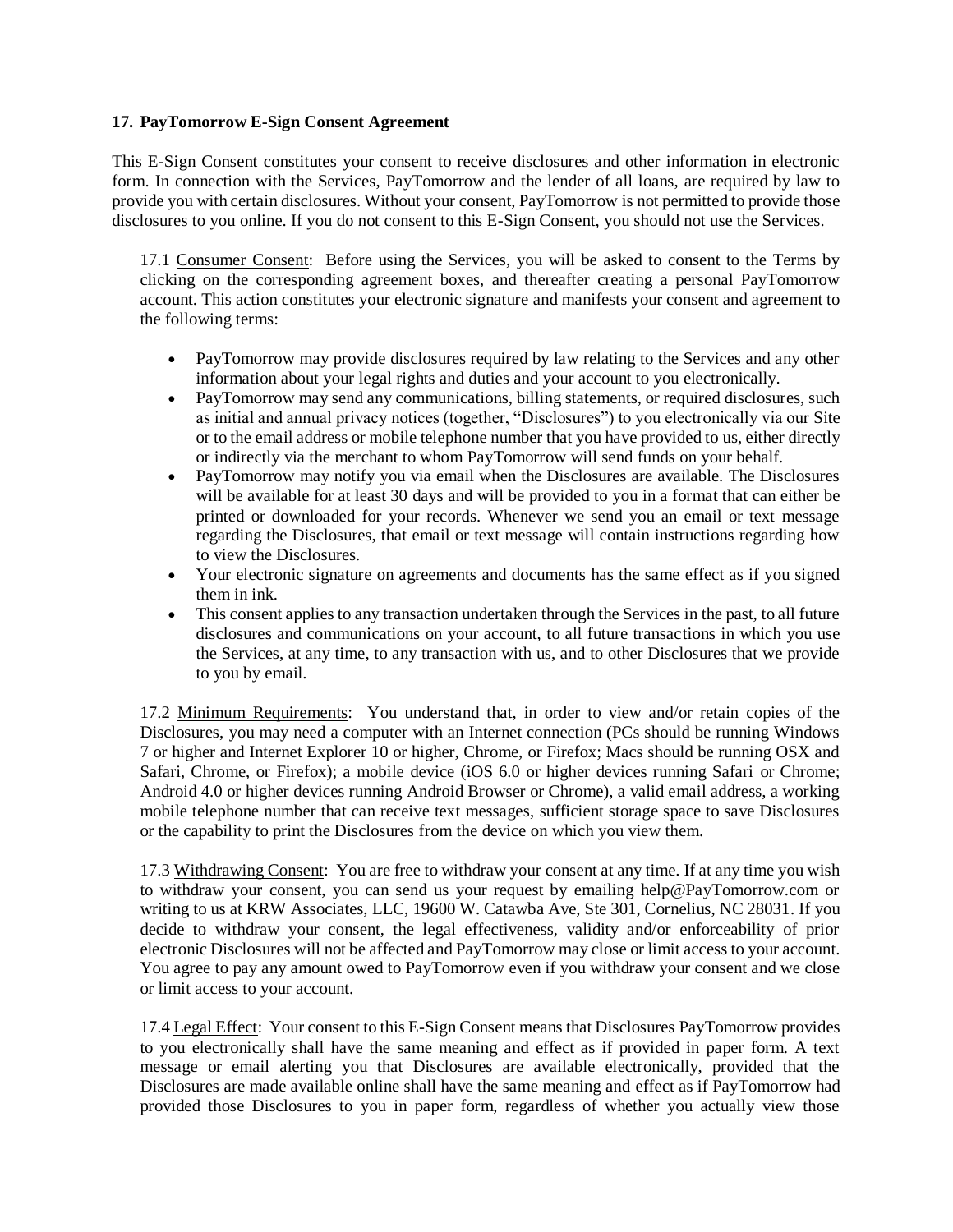### 17. PayTomorrow E-Sign Consent Agreement

This E-Sign Consent constitutes your consent to receive disclosures and other information in electronic form. In connection with the Services, PayTomorrow and the lender of all loans, are required by law to provide you with certain disclosures. Without your consent, PayTomorrow is not permitted to provide those disclosures to you online. If you do not consent to this E-Sign Consent, you should not use the Services.

17.1 <u>Consumer Consent</u>: Before using the Services, you will be asked to consent to the Terms by clicking on the corresponding agreement boxes, and thereafter creating a personal PayTomorrow account. This action constitutes your electronic signature and manifests your consent and agreement to the following terms:

- PayTomorrow may provide disclosures required by law relating to the Services and any other information about your legal rights and duties and your account to you electronically.
- PayTomorrow may send any communications, billing statements, or required disclosures, such as initial and annual privacy notices (together, "Disclosures") to you electronically via our Site or to the email address or mobile telephone number that you have provided to us, either directly or indirectly via the merchant to whom PayTomorrow will send funds on your behalf.
- PayTomorrow may notify you via email when the Disclosures are available. The Disclosures will be available for at least 30 days and will be provided to you in a format that can either be printed or downloaded for your records. Whenever we send you an email or text message regarding the Disclosures, that email or text message will contain instructions regarding how to view the Disclosures.
- Your electronic signature on agreements and documents has the same effect as if you signed them in ink.
- This consent applies to any transaction undertaken through the Services in the past, to all future disclosures and communications on your account, to all future transactions in which you use the Services, at any time, to any transaction with us, and to other Disclosures that we provide to you by email.

17.2 <u>Minimum Requirements</u>: You understand that, in order to view and/or retain copies of the Disclosures, you may need a computer with an Internet connection (PCs should be running Windows 7 or higher and Internet Explorer 10 or higher, Chrome, or Firefox; Macs should be running OSX and Safari, Chrome, or Firefox); a mobile device (iOS 6.0 or higher devices running Safari or Chrome; Android 4.0 or higher devices running Android Browser or Chrome), a valid email address, a working mobile telephone number that can receive text messages, sufficient storage space to save Disclosures or the capability to print the Disclosures from the device on which you view them.

17.3 <u>Withdrawing Consent</u>: You are free to withdraw your consent at any time. If at any time you wish to withdraw your consent, you can send us your request by emailing help@PayTomorrow.com or writing to us at KRW Associates, LLC, 19600 W. Catawba Ave, Ste 301, Cornelius, NC 28031. If you decide to withdraw your consent, the legal effectiveness, validity and/or enforceability of prior electronic Disclosures will not be affected and PayTomorrow may close or limit access to your account. You agree to pay any amount owed to PayTomorrow even if you withdraw your consent and we close or limit access to your account.

17.4 <u>Legal Effect</u>: Your consent to this E-Sign Consent means that Disclosures PayTomorrow provides to you electronically shall have the same meaning and effect as if provided in paper form. A text message or email alerting you that Disclosures are available electronically, provided that the Disclosures are made available online shall have the same meaning and effect as if PayTomorrow had provided those Disclosures to you in paper form, regardless of whether you actually view those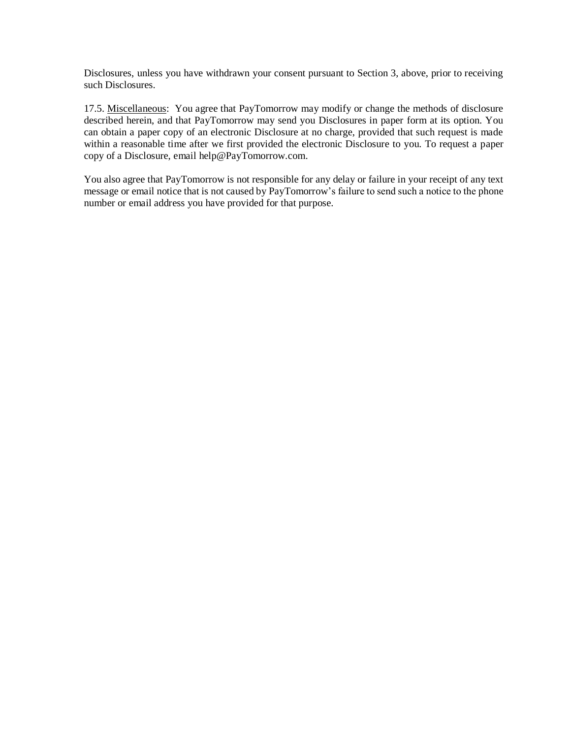Disclosures, unless you have withdrawn your consent pursuant to Section 3, above, prior to receiving such Disclosures.

17.5. Miscellaneous: You agree that PayTomorrow may modify or change the methods of disclosure described herein, and that PayTomorrow may send you Disclosures in paper form at its option. You can obtain a paper copy of an electronic Disclosure at no charge, provided that such request is made within a reasonable time after we first provided the electronic Disclosure to you. To request a paper copy of a Disclosure, email help@PayTomorrow.com.

You also agree that PayTomorrow is not responsible for any delay or failure in your receipt of any text message or email notice that is not caused by PayTomorrow's failure to send such a notice to the phone number or email address you have provided for that purpose.